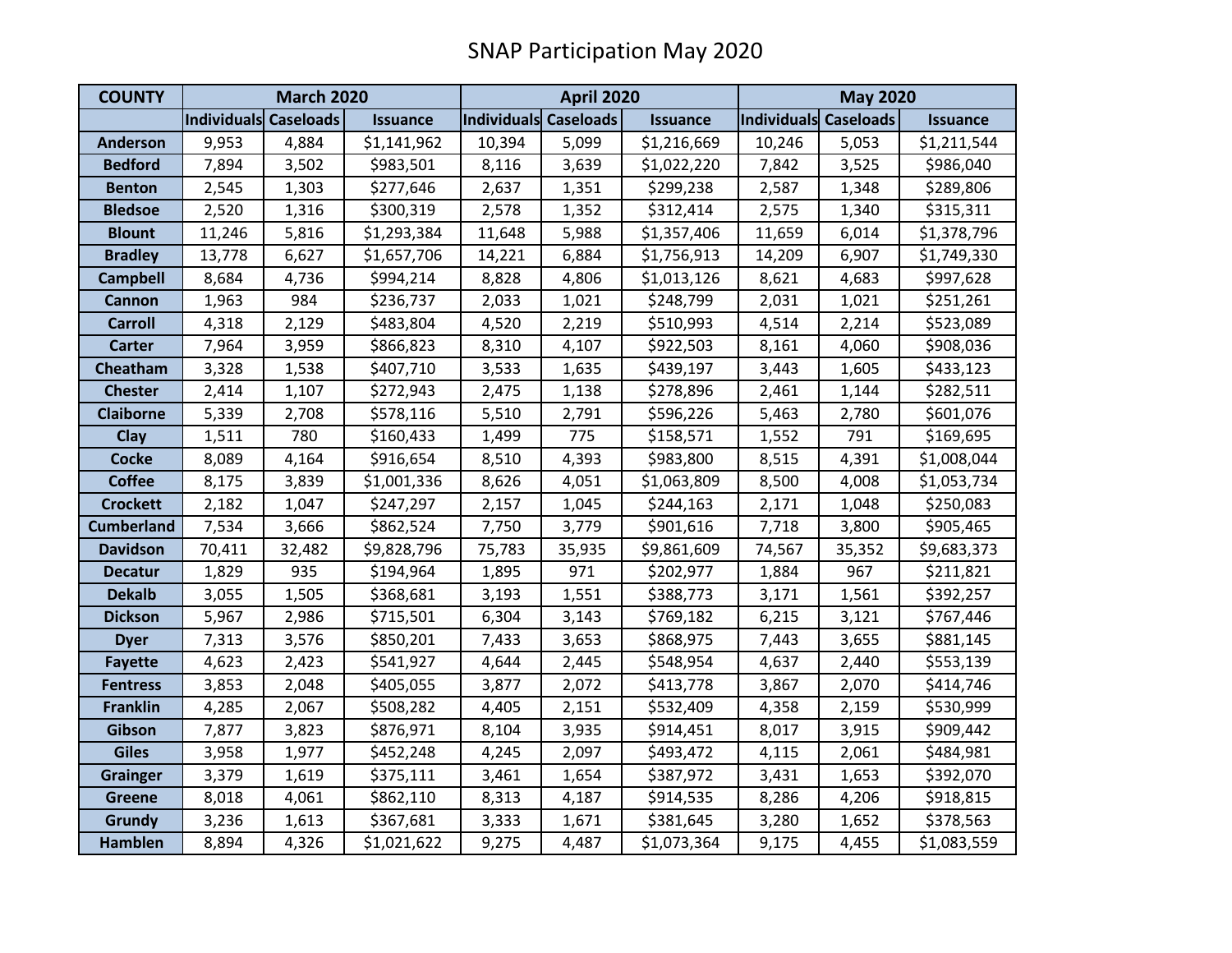# SNAP Participation May 2020

| COUNTY | March 2020 | | | April 2020 | | | May 2020 | | |
|---|---|---|---|---|---|---|---|---|---|
| | Individuals | Caseloads | Issuance | Individuals | Caseloads | Issuance | Individuals | Caseloads | Issuance |
| Anderson | 9,953 | 4,884 | $1,141,962 | 10,394 | 5,099 | $1,216,669 | 10,246 | 5,053 | $1,211,544 |
| Bedford | 7,894 | 3,502 | $983,501 | 8,116 | 3,639 | $1,022,220 | 7,842 | 3,525 | $986,040 |
| Benton | 2,545 | 1,303 | $277,646 | 2,637 | 1,351 | $299,238 | 2,587 | 1,348 | $289,806 |
| Bledsoe | 2,520 | 1,316 | $300,319 | 2,578 | 1,352 | $312,414 | 2,575 | 1,340 | $315,311 |
| Blount | 11,246 | 5,816 | $1,293,384 | 11,648 | 5,988 | $1,357,406 | 11,659 | 6,014 | $1,378,796 |
| Bradley | 13,778 | 6,627 | $1,657,706 | 14,221 | 6,884 | $1,756,913 | 14,209 | 6,907 | $1,749,330 |
| Campbell | 8,684 | 4,736 | $994,214 | 8,828 | 4,806 | $1,013,126 | 8,621 | 4,683 | $997,628 |
| Cannon | 1,963 | 984 | $236,737 | 2,033 | 1,021 | $248,799 | 2,031 | 1,021 | $251,261 |
| Carroll | 4,318 | 2,129 | $483,804 | 4,520 | 2,219 | $510,993 | 4,514 | 2,214 | $523,089 |
| Carter | 7,964 | 3,959 | $866,823 | 8,310 | 4,107 | $922,503 | 8,161 | 4,060 | $908,036 |
| Cheatham | 3,328 | 1,538 | $407,710 | 3,533 | 1,635 | $439,197 | 3,443 | 1,605 | $433,123 |
| Chester | 2,414 | 1,107 | $272,943 | 2,475 | 1,138 | $278,896 | 2,461 | 1,144 | $282,511 |
| Claiborne | 5,339 | 2,708 | $578,116 | 5,510 | 2,791 | $596,226 | 5,463 | 2,780 | $601,076 |
| Clay | 1,511 | 780 | $160,433 | 1,499 | 775 | $158,571 | 1,552 | 791 | $169,695 |
| Cocke | 8,089 | 4,164 | $916,654 | 8,510 | 4,393 | $983,800 | 8,515 | 4,391 | $1,008,044 |
| Coffee | 8,175 | 3,839 | $1,001,336 | 8,626 | 4,051 | $1,063,809 | 8,500 | 4,008 | $1,053,734 |
| Crockett | 2,182 | 1,047 | $247,297 | 2,157 | 1,045 | $244,163 | 2,171 | 1,048 | $250,083 |
| Cumberland | 7,534 | 3,666 | $862,524 | 7,750 | 3,779 | $901,616 | 7,718 | 3,800 | $905,465 |
| Davidson | 70,411 | 32,482 | $9,828,796 | 75,783 | 35,935 | $9,861,609 | 74,567 | 35,352 | $9,683,373 |
| Decatur | 1,829 | 935 | $194,964 | 1,895 | 971 | $202,977 | 1,884 | 967 | $211,821 |
| Dekalb | 3,055 | 1,505 | $368,681 | 3,193 | 1,551 | $388,773 | 3,171 | 1,561 | $392,257 |
| Dickson | 5,967 | 2,986 | $715,501 | 6,304 | 3,143 | $769,182 | 6,215 | 3,121 | $767,446 |
| Dyer | 7,313 | 3,576 | $850,201 | 7,433 | 3,653 | $868,975 | 7,443 | 3,655 | $881,145 |
| Fayette | 4,623 | 2,423 | $541,927 | 4,644 | 2,445 | $548,954 | 4,637 | 2,440 | $553,139 |
| Fentress | 3,853 | 2,048 | $405,055 | 3,877 | 2,072 | $413,778 | 3,867 | 2,070 | $414,746 |
| Franklin | 4,285 | 2,067 | $508,282 | 4,405 | 2,151 | $532,409 | 4,358 | 2,159 | $530,999 |
| Gibson | 7,877 | 3,823 | $876,971 | 8,104 | 3,935 | $914,451 | 8,017 | 3,915 | $909,442 |
| Giles | 3,958 | 1,977 | $452,248 | 4,245 | 2,097 | $493,472 | 4,115 | 2,061 | $484,981 |
| Grainger | 3,379 | 1,619 | $375,111 | 3,461 | 1,654 | $387,972 | 3,431 | 1,653 | $392,070 |
| Greene | 8,018 | 4,061 | $862,110 | 8,313 | 4,187 | $914,535 | 8,286 | 4,206 | $918,815 |
| Grundy | 3,236 | 1,613 | $367,681 | 3,333 | 1,671 | $381,645 | 3,280 | 1,652 | $378,563 |
| Hamblen | 8,894 | 4,326 | $1,021,622 | 9,275 | 4,487 | $1,073,364 | 9,175 | 4,455 | $1,083,559 |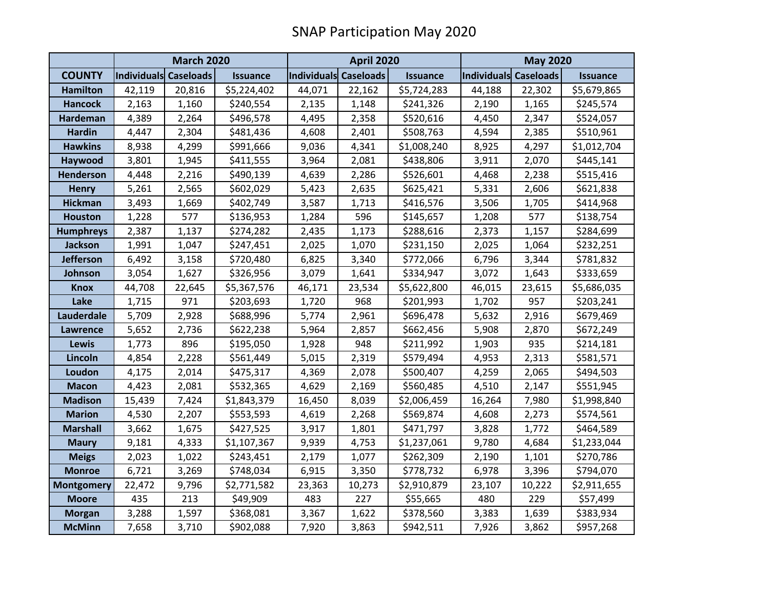# SNAP Participation May 2020

| | March 2020 | | | April 2020 | | | May 2020 | | |
|---|---|---|---|---|---|---|---|---|---|
| COUNTY | Individuals | Caseloads | Issuance | Individuals | Caseloads | Issuance | Individuals | Caseloads | Issuance |
| Hamilton | 42,119 | 20,816 | $5,224,402 | 44,071 | 22,162 | $5,724,283 | 44,188 | 22,302 | $5,679,865 |
| Hancock | 2,163 | 1,160 | $240,554 | 2,135 | 1,148 | $241,326 | 2,190 | 1,165 | $245,574 |
| Hardeman | 4,389 | 2,264 | $496,578 | 4,495 | 2,358 | $520,616 | 4,450 | 2,347 | $524,057 |
| Hardin | 4,447 | 2,304 | $481,436 | 4,608 | 2,401 | $508,763 | 4,594 | 2,385 | $510,961 |
| Hawkins | 8,938 | 4,299 | $991,666 | 9,036 | 4,341 | $1,008,240 | 8,925 | 4,297 | $1,012,704 |
| Haywood | 3,801 | 1,945 | $411,555 | 3,964 | 2,081 | $438,806 | 3,911 | 2,070 | $445,141 |
| Henderson | 4,448 | 2,216 | $490,139 | 4,639 | 2,286 | $526,601 | 4,468 | 2,238 | $515,416 |
| Henry | 5,261 | 2,565 | $602,029 | 5,423 | 2,635 | $625,421 | 5,331 | 2,606 | $621,838 |
| Hickman | 3,493 | 1,669 | $402,749 | 3,587 | 1,713 | $416,576 | 3,506 | 1,705 | $414,968 |
| Houston | 1,228 | 577 | $136,953 | 1,284 | 596 | $145,657 | 1,208 | 577 | $138,754 |
| Humphreys | 2,387 | 1,137 | $274,282 | 2,435 | 1,173 | $288,616 | 2,373 | 1,157 | $284,699 |
| Jackson | 1,991 | 1,047 | $247,451 | 2,025 | 1,070 | $231,150 | 2,025 | 1,064 | $232,251 |
| Jefferson | 6,492 | 3,158 | $720,480 | 6,825 | 3,340 | $772,066 | 6,796 | 3,344 | $781,832 |
| Johnson | 3,054 | 1,627 | $326,956 | 3,079 | 1,641 | $334,947 | 3,072 | 1,643 | $333,659 |
| Knox | 44,708 | 22,645 | $5,367,576 | 46,171 | 23,534 | $5,622,800 | 46,015 | 23,615 | $5,686,035 |
| Lake | 1,715 | 971 | $203,693 | 1,720 | 968 | $201,993 | 1,702 | 957 | $203,241 |
| Lauderdale | 5,709 | 2,928 | $688,996 | 5,774 | 2,961 | $696,478 | 5,632 | 2,916 | $679,469 |
| Lawrence | 5,652 | 2,736 | $622,238 | 5,964 | 2,857 | $662,456 | 5,908 | 2,870 | $672,249 |
| Lewis | 1,773 | 896 | $195,050 | 1,928 | 948 | $211,992 | 1,903 | 935 | $214,181 |
| Lincoln | 4,854 | 2,228 | $561,449 | 5,015 | 2,319 | $579,494 | 4,953 | 2,313 | $581,571 |
| Loudon | 4,175 | 2,014 | $475,317 | 4,369 | 2,078 | $500,407 | 4,259 | 2,065 | $494,503 |
| Macon | 4,423 | 2,081 | $532,365 | 4,629 | 2,169 | $560,485 | 4,510 | 2,147 | $551,945 |
| Madison | 15,439 | 7,424 | $1,843,379 | 16,450 | 8,039 | $2,006,459 | 16,264 | 7,980 | $1,998,840 |
| Marion | 4,530 | 2,207 | $553,593 | 4,619 | 2,268 | $569,874 | 4,608 | 2,273 | $574,561 |
| Marshall | 3,662 | 1,675 | $427,525 | 3,917 | 1,801 | $471,797 | 3,828 | 1,772 | $464,589 |
| Maury | 9,181 | 4,333 | $1,107,367 | 9,939 | 4,753 | $1,237,061 | 9,780 | 4,684 | $1,233,044 |
| Meigs | 2,023 | 1,022 | $243,451 | 2,179 | 1,077 | $262,309 | 2,190 | 1,101 | $270,786 |
| Monroe | 6,721 | 3,269 | $748,034 | 6,915 | 3,350 | $778,732 | 6,978 | 3,396 | $794,070 |
| Montgomery | 22,472 | 9,796 | $2,771,582 | 23,363 | 10,273 | $2,910,879 | 23,107 | 10,222 | $2,911,655 |
| Moore | 435 | 213 | $49,909 | 483 | 227 | $55,665 | 480 | 229 | $57,499 |
| Morgan | 3,288 | 1,597 | $368,081 | 3,367 | 1,622 | $378,560 | 3,383 | 1,639 | $383,934 |
| McMinn | 7,658 | 3,710 | $902,088 | 7,920 | 3,863 | $942,511 | 7,926 | 3,862 | $957,268 |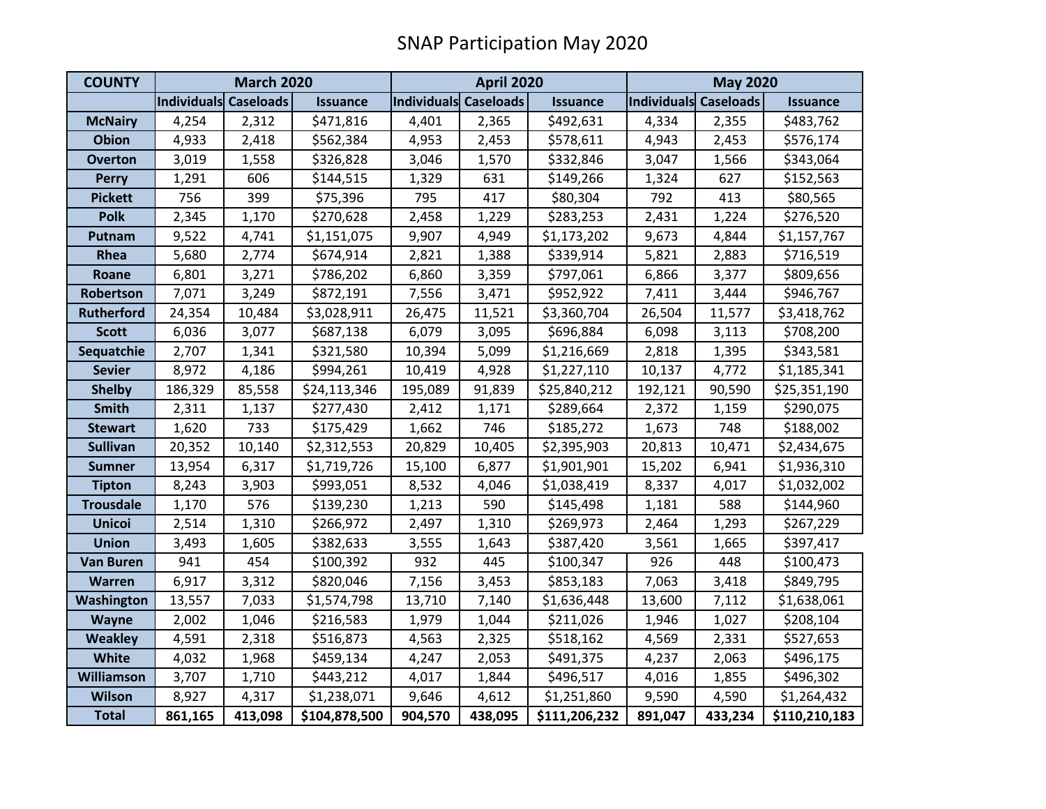# SNAP Participation May 2020

| COUNTY | March 2020 | | | April 2020 | | | May 2020 | | |
|---|---|---|---|---|---|---|---|---|---|
| | Individuals | Caseloads | Issuance | Individuals | Caseloads | Issuance | Individuals | Caseloads | Issuance |
| McNairy | 4,254 | 2,312 | $471,816 | 4,401 | 2,365 | $492,631 | 4,334 | 2,355 | $483,762 |
| Obion | 4,933 | 2,418 | $562,384 | 4,953 | 2,453 | $578,611 | 4,943 | 2,453 | $576,174 |
| Overton | 3,019 | 1,558 | $326,828 | 3,046 | 1,570 | $332,846 | 3,047 | 1,566 | $343,064 |
| Perry | 1,291 | 606 | $144,515 | 1,329 | 631 | $149,266 | 1,324 | 627 | $152,563 |
| Pickett | 756 | 399 | $75,396 | 795 | 417 | $80,304 | 792 | 413 | $80,565 |
| Polk | 2,345 | 1,170 | $270,628 | 2,458 | 1,229 | $283,253 | 2,431 | 1,224 | $276,520 |
| Putnam | 9,522 | 4,741 | $1,151,075 | 9,907 | 4,949 | $1,173,202 | 9,673 | 4,844 | $1,157,767 |
| Rhea | 5,680 | 2,774 | $674,914 | 2,821 | 1,388 | $339,914 | 5,821 | 2,883 | $716,519 |
| Roane | 6,801 | 3,271 | $786,202 | 6,860 | 3,359 | $797,061 | 6,866 | 3,377 | $809,656 |
| Robertson | 7,071 | 3,249 | $872,191 | 7,556 | 3,471 | $952,922 | 7,411 | 3,444 | $946,767 |
| Rutherford | 24,354 | 10,484 | $3,028,911 | 26,475 | 11,521 | $3,360,704 | 26,504 | 11,577 | $3,418,762 |
| Scott | 6,036 | 3,077 | $687,138 | 6,079 | 3,095 | $696,884 | 6,098 | 3,113 | $708,200 |
| Sequatchie | 2,707 | 1,341 | $321,580 | 10,394 | 5,099 | $1,216,669 | 2,818 | 1,395 | $343,581 |
| Sevier | 8,972 | 4,186 | $994,261 | 10,419 | 4,928 | $1,227,110 | 10,137 | 4,772 | $1,185,341 |
| Shelby | 186,329 | 85,558 | $24,113,346 | 195,089 | 91,839 | $25,840,212 | 192,121 | 90,590 | $25,351,190 |
| Smith | 2,311 | 1,137 | $277,430 | 2,412 | 1,171 | $289,664 | 2,372 | 1,159 | $290,075 |
| Stewart | 1,620 | 733 | $175,429 | 1,662 | 746 | $185,272 | 1,673 | 748 | $188,002 |
| Sullivan | 20,352 | 10,140 | $2,312,553 | 20,829 | 10,405 | $2,395,903 | 20,813 | 10,471 | $2,434,675 |
| Sumner | 13,954 | 6,317 | $1,719,726 | 15,100 | 6,877 | $1,901,901 | 15,202 | 6,941 | $1,936,310 |
| Tipton | 8,243 | 3,903 | $993,051 | 8,532 | 4,046 | $1,038,419 | 8,337 | 4,017 | $1,032,002 |
| Trousdale | 1,170 | 576 | $139,230 | 1,213 | 590 | $145,498 | 1,181 | 588 | $144,960 |
| Unicoi | 2,514 | 1,310 | $266,972 | 2,497 | 1,310 | $269,973 | 2,464 | 1,293 | $267,229 |
| Union | 3,493 | 1,605 | $382,633 | 3,555 | 1,643 | $387,420 | 3,561 | 1,665 | $397,417 |
| Van Buren | 941 | 454 | $100,392 | 932 | 445 | $100,347 | 926 | 448 | $100,473 |
| Warren | 6,917 | 3,312 | $820,046 | 7,156 | 3,453 | $853,183 | 7,063 | 3,418 | $849,795 |
| Washington | 13,557 | 7,033 | $1,574,798 | 13,710 | 7,140 | $1,636,448 | 13,600 | 7,112 | $1,638,061 |
| Wayne | 2,002 | 1,046 | $216,583 | 1,979 | 1,044 | $211,026 | 1,946 | 1,027 | $208,104 |
| Weakley | 4,591 | 2,318 | $516,873 | 4,563 | 2,325 | $518,162 | 4,569 | 2,331 | $527,653 |
| White | 4,032 | 1,968 | $459,134 | 4,247 | 2,053 | $491,375 | 4,237 | 2,063 | $496,175 |
| Williamson | 3,707 | 1,710 | $443,212 | 4,017 | 1,844 | $496,517 | 4,016 | 1,855 | $496,302 |
| Wilson | 8,927 | 4,317 | $1,238,071 | 9,646 | 4,612 | $1,251,860 | 9,590 | 4,590 | $1,264,432 |
| **Total** | **861,165** | **413,098** | **$104,878,500** | **904,570** | **438,095** | **$111,206,232** | **891,047** | **433,234** | **$110,210,183** |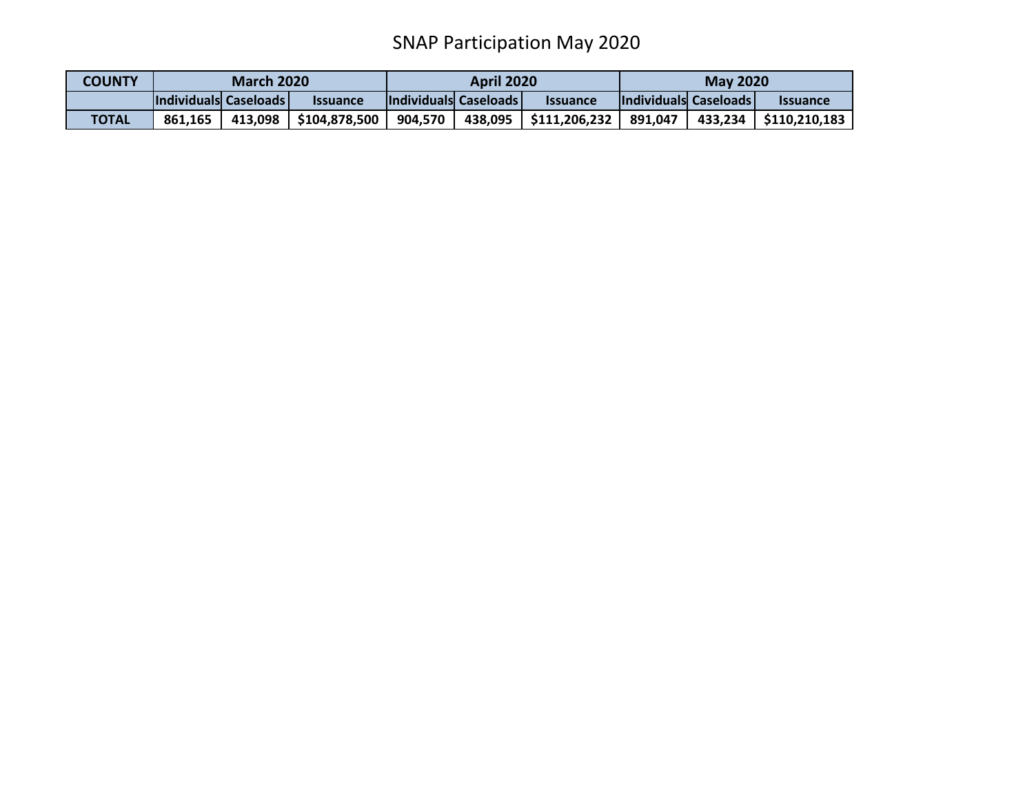# SNAP Participation May 2020

| COUNTY | March 2020 | | | April 2020 | | | May 2020 | | |
|---|---|---|---|---|---|---|---|---|---|
| | Individuals | Caseloads | Issuance | Individuals | Caseloads | Issuance | Individuals | Caseloads | Issuance |
| TOTAL | 861,165 | 413,098 | $104,878,500 | 904,570 | 438,095 | $111,206,232 | 891,047 | 433,234 | $110,210,183 |